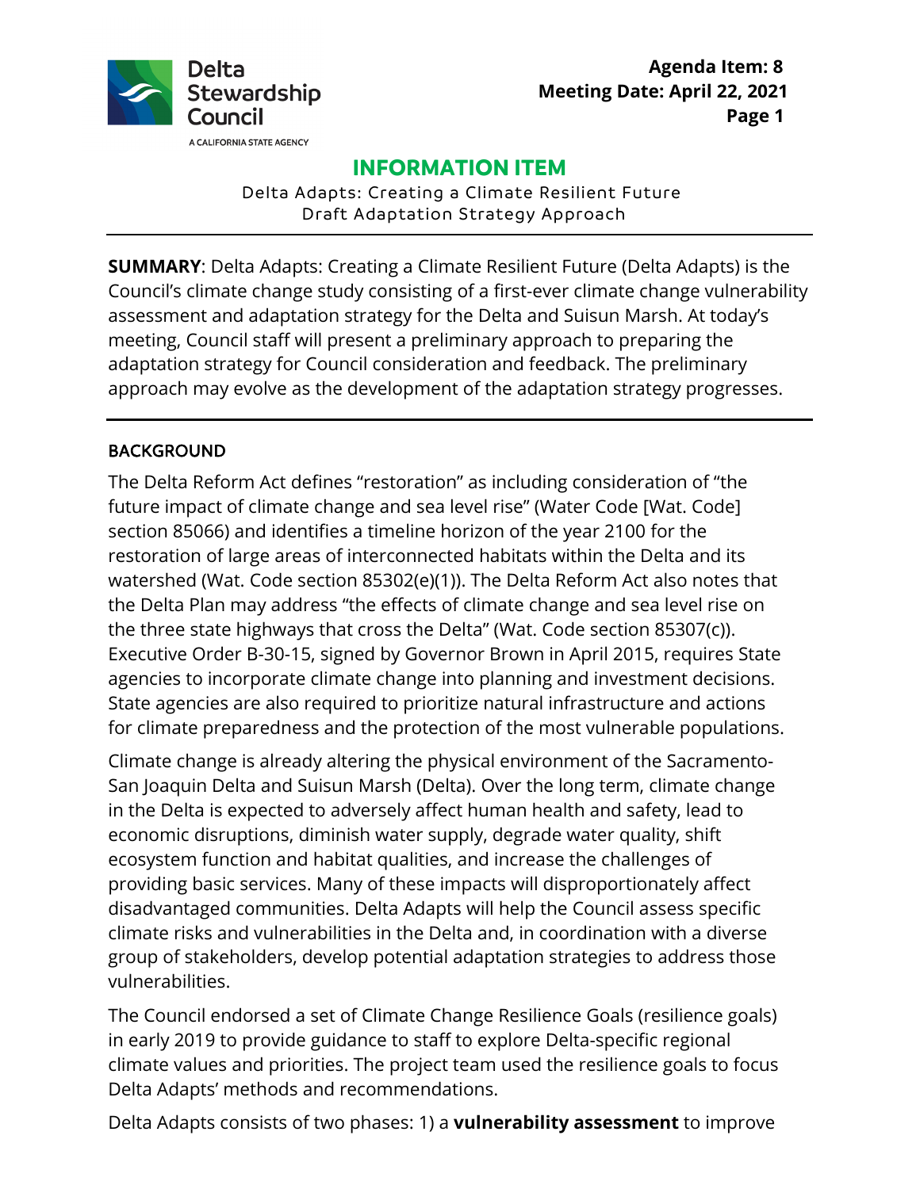**Agenda Item: 8**
**Meeting Date: April 22, 2021**

# INFORMATION ITEM

Delta Adapts: Creating a Climate Resilient Future
Draft Adaptation Strategy Approach

---

**SUMMARY**: Delta Adapts: Creating a Climate Resilient Future (Delta Adapts) is the Council's climate change study consisting of a first-ever climate change vulnerability assessment and adaptation strategy for the Delta and Suisun Marsh. At today's meeting, Council staff will present a preliminary approach to preparing the adaptation strategy for Council consideration and feedback. The preliminary approach may evolve as the development of the adaptation strategy progresses.

---

## BACKGROUND

The Delta Reform Act defines "restoration" as including consideration of "the future impact of climate change and sea level rise" (Water Code [Wat. Code] section 85066) and identifies a timeline horizon of the year 2100 for the restoration of large areas of interconnected habitats within the Delta and its watershed (Wat. Code section 85302(e)(1)). The Delta Reform Act also notes that the Delta Plan may address "the effects of climate change and sea level rise on the three state highways that cross the Delta" (Wat. Code section 85307(c)). Executive Order B-30-15, signed by Governor Brown in April 2015, requires State agencies to incorporate climate change into planning and investment decisions. State agencies are also required to prioritize natural infrastructure and actions for climate preparedness and the protection of the most vulnerable populations.

Climate change is already altering the physical environment of the Sacramento-San Joaquin Delta and Suisun Marsh (Delta). Over the long term, climate change in the Delta is expected to adversely affect human health and safety, lead to economic disruptions, diminish water supply, degrade water quality, shift ecosystem function and habitat qualities, and increase the challenges of providing basic services. Many of these impacts will disproportionately affect disadvantaged communities. Delta Adapts will help the Council assess specific climate risks and vulnerabilities in the Delta and, in coordination with a diverse group of stakeholders, develop potential adaptation strategies to address those vulnerabilities.

The Council endorsed a set of Climate Change Resilience Goals (resilience goals) in early 2019 to provide guidance to staff to explore Delta-specific regional climate values and priorities. The project team used the resilience goals to focus Delta Adapts' methods and recommendations.

Delta Adapts consists of two phases: 1) a **vulnerability assessment** to improve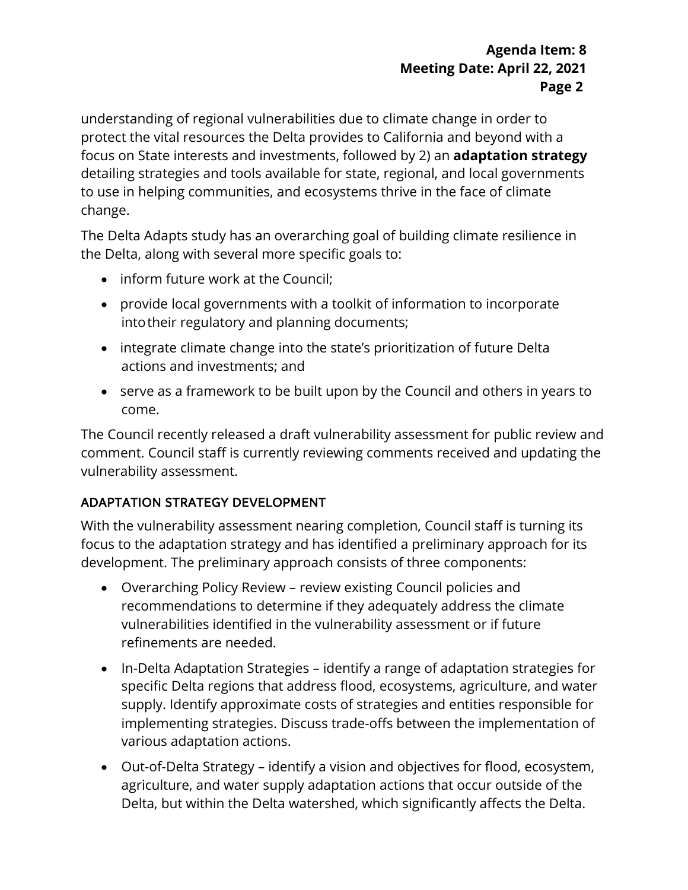understanding of regional vulnerabilities due to climate change in order to protect the vital resources the Delta provides to California and beyond with a focus on State interests and investments, followed by 2) an **adaptation strategy** detailing strategies and tools available for state, regional, and local governments to use in helping communities, and ecosystems thrive in the face of climate change.

The Delta Adapts study has an overarching goal of building climate resilience in the Delta, along with several more specific goals to:

- inform future work at the Council;
- provide local governments with a toolkit of information to incorporate into their regulatory and planning documents;
- integrate climate change into the state's prioritization of future Delta actions and investments; and
- serve as a framework to be built upon by the Council and others in years to come.

The Council recently released a draft vulnerability assessment for public review and comment. Council staff is currently reviewing comments received and updating the vulnerability assessment.

## ADAPTATION STRATEGY DEVELOPMENT

With the vulnerability assessment nearing completion, Council staff is turning its focus to the adaptation strategy and has identified a preliminary approach for its development. The preliminary approach consists of three components:

- Overarching Policy Review – review existing Council policies and recommendations to determine if they adequately address the climate vulnerabilities identified in the vulnerability assessment or if future refinements are needed.
- In-Delta Adaptation Strategies – identify a range of adaptation strategies for specific Delta regions that address flood, ecosystems, agriculture, and water supply. Identify approximate costs of strategies and entities responsible for implementing strategies. Discuss trade-offs between the implementation of various adaptation actions.
- Out-of-Delta Strategy – identify a vision and objectives for flood, ecosystem, agriculture, and water supply adaptation actions that occur outside of the Delta, but within the Delta watershed, which significantly affects the Delta.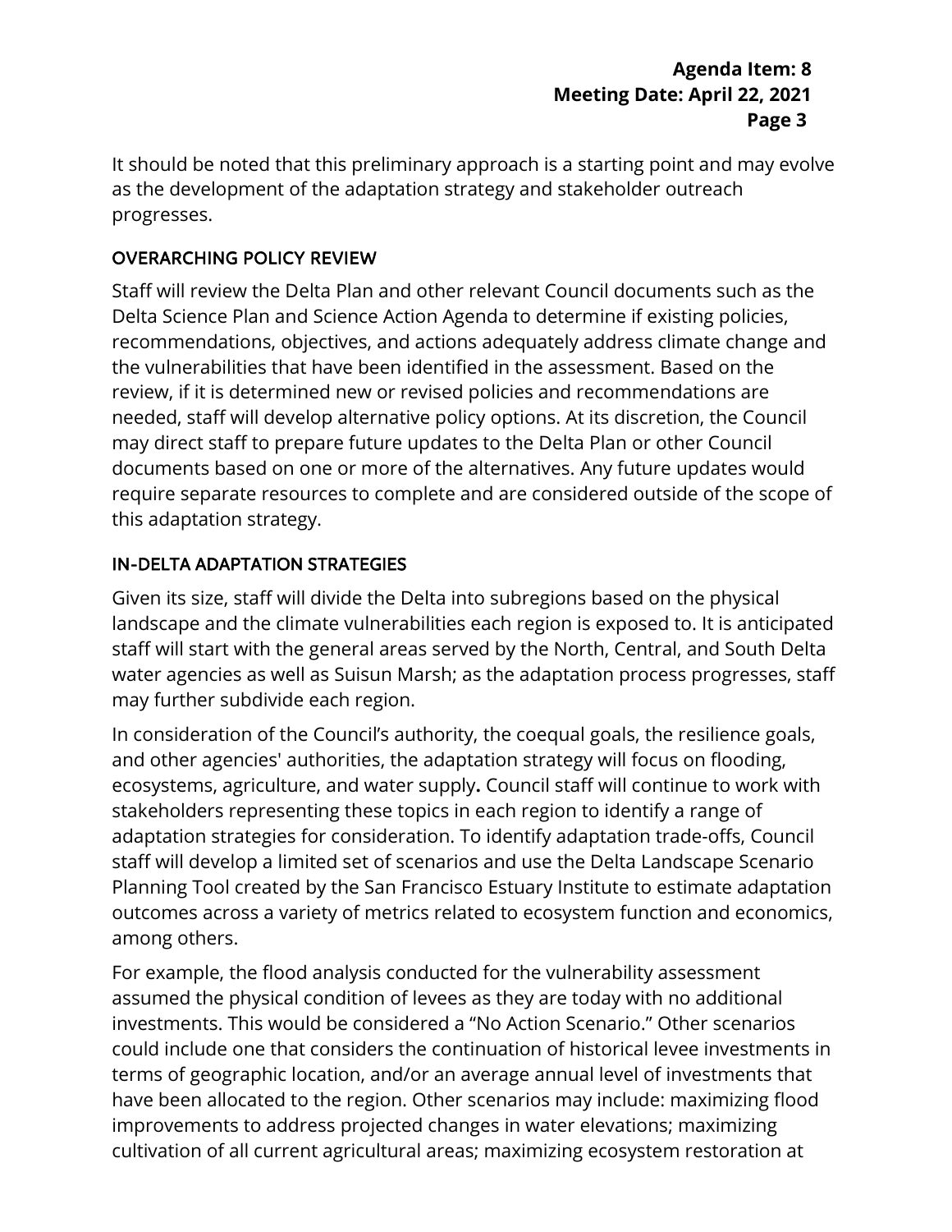It should be noted that this preliminary approach is a starting point and may evolve as the development of the adaptation strategy and stakeholder outreach progresses.

## OVERARCHING POLICY REVIEW

Staff will review the Delta Plan and other relevant Council documents such as the Delta Science Plan and Science Action Agenda to determine if existing policies, recommendations, objectives, and actions adequately address climate change and the vulnerabilities that have been identified in the assessment. Based on the review, if it is determined new or revised policies and recommendations are needed, staff will develop alternative policy options. At its discretion, the Council may direct staff to prepare future updates to the Delta Plan or other Council documents based on one or more of the alternatives. Any future updates would require separate resources to complete and are considered outside of the scope of this adaptation strategy.

## IN-DELTA ADAPTATION STRATEGIES

Given its size, staff will divide the Delta into subregions based on the physical landscape and the climate vulnerabilities each region is exposed to. It is anticipated staff will start with the general areas served by the North, Central, and South Delta water agencies as well as Suisun Marsh; as the adaptation process progresses, staff may further subdivide each region.

In consideration of the Council's authority, the coequal goals, the resilience goals, and other agencies' authorities, the adaptation strategy will focus on flooding, ecosystems, agriculture, and water supply**.** Council staff will continue to work with stakeholders representing these topics in each region to identify a range of adaptation strategies for consideration. To identify adaptation trade-offs, Council staff will develop a limited set of scenarios and use the Delta Landscape Scenario Planning Tool created by the San Francisco Estuary Institute to estimate adaptation outcomes across a variety of metrics related to ecosystem function and economics, among others.

For example, the flood analysis conducted for the vulnerability assessment assumed the physical condition of levees as they are today with no additional investments. This would be considered a "No Action Scenario." Other scenarios could include one that considers the continuation of historical levee investments in terms of geographic location, and/or an average annual level of investments that have been allocated to the region. Other scenarios may include: maximizing flood improvements to address projected changes in water elevations; maximizing cultivation of all current agricultural areas; maximizing ecosystem restoration at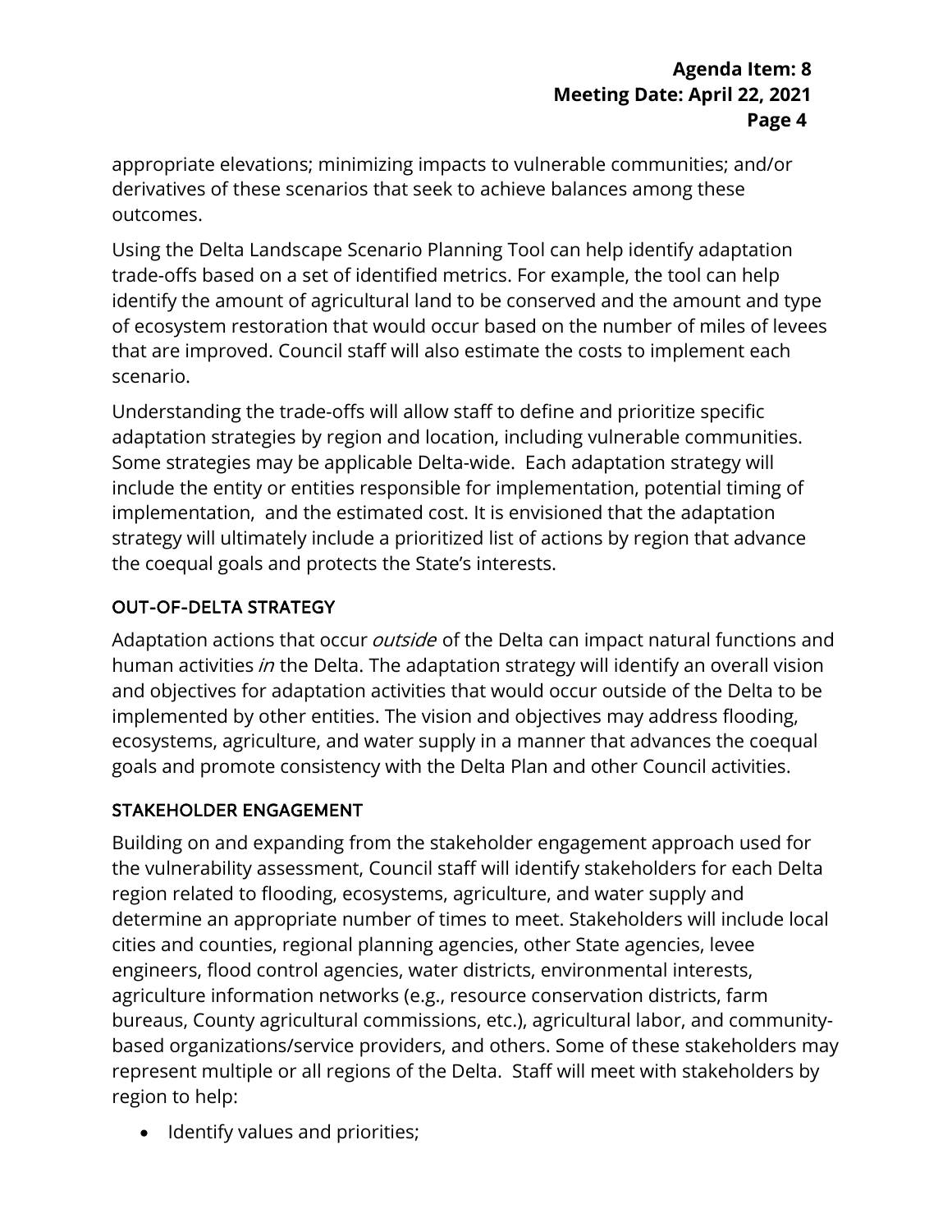appropriate elevations; minimizing impacts to vulnerable communities; and/or derivatives of these scenarios that seek to achieve balances among these outcomes.

Using the Delta Landscape Scenario Planning Tool can help identify adaptation trade-offs based on a set of identified metrics. For example, the tool can help identify the amount of agricultural land to be conserved and the amount and type of ecosystem restoration that would occur based on the number of miles of levees that are improved. Council staff will also estimate the costs to implement each scenario.

Understanding the trade-offs will allow staff to define and prioritize specific adaptation strategies by region and location, including vulnerable communities. Some strategies may be applicable Delta-wide. Each adaptation strategy will include the entity or entities responsible for implementation, potential timing of implementation, and the estimated cost. It is envisioned that the adaptation strategy will ultimately include a prioritized list of actions by region that advance the coequal goals and protects the State's interests.

### OUT-OF-DELTA STRATEGY

Adaptation actions that occur *outside* of the Delta can impact natural functions and human activities *in* the Delta. The adaptation strategy will identify an overall vision and objectives for adaptation activities that would occur outside of the Delta to be implemented by other entities. The vision and objectives may address flooding, ecosystems, agriculture, and water supply in a manner that advances the coequal goals and promote consistency with the Delta Plan and other Council activities.

### STAKEHOLDER ENGAGEMENT

Building on and expanding from the stakeholder engagement approach used for the vulnerability assessment, Council staff will identify stakeholders for each Delta region related to flooding, ecosystems, agriculture, and water supply and determine an appropriate number of times to meet. Stakeholders will include local cities and counties, regional planning agencies, other State agencies, levee engineers, flood control agencies, water districts, environmental interests, agriculture information networks (e.g., resource conservation districts, farm bureaus, County agricultural commissions, etc.), agricultural labor, and community-based organizations/service providers, and others. Some of these stakeholders may represent multiple or all regions of the Delta. Staff will meet with stakeholders by region to help:

- Identify values and priorities;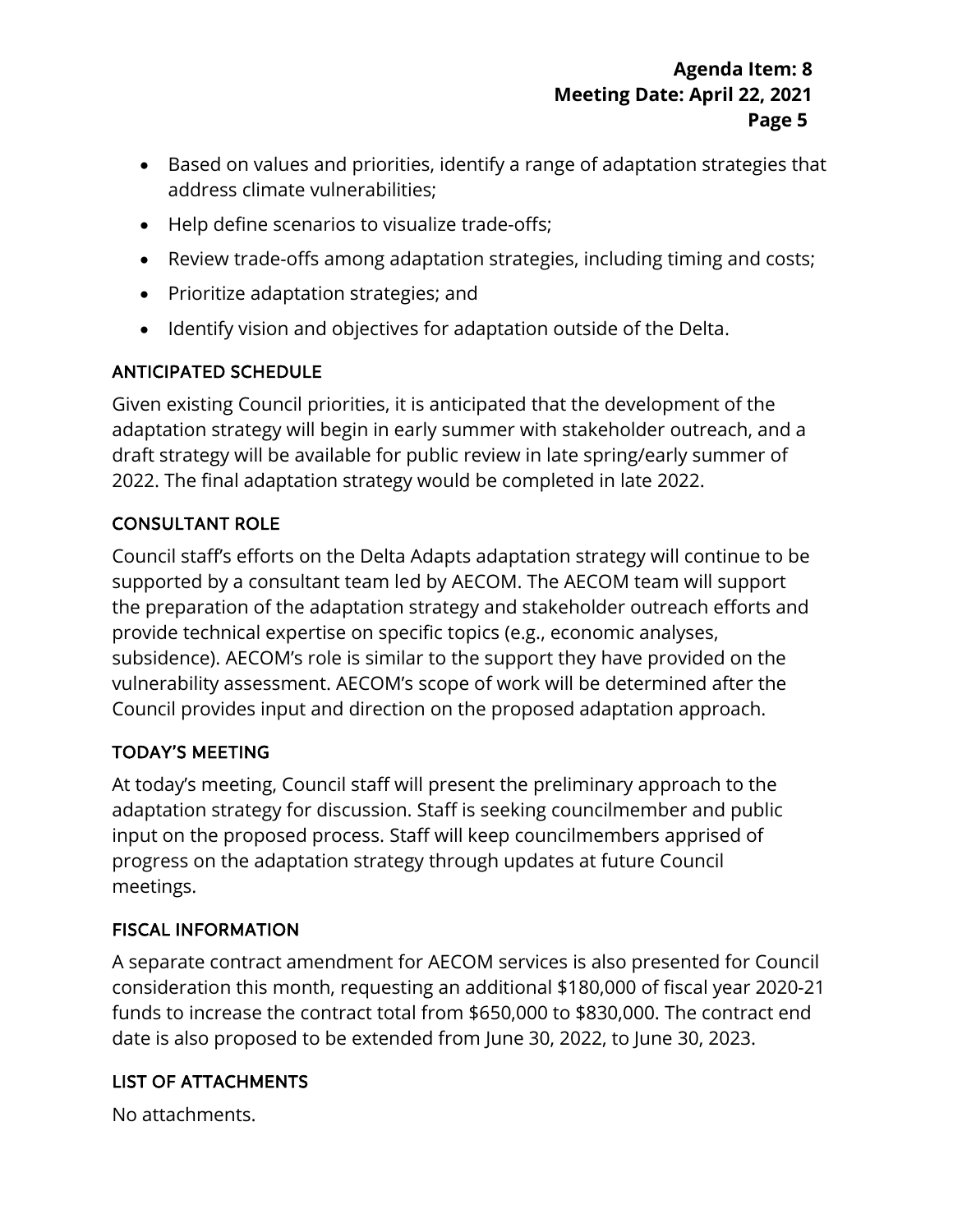- Based on values and priorities, identify a range of adaptation strategies that address climate vulnerabilities;
- Help define scenarios to visualize trade-offs;
- Review trade-offs among adaptation strategies, including timing and costs;
- Prioritize adaptation strategies; and
- Identify vision and objectives for adaptation outside of the Delta.

## ANTICIPATED SCHEDULE

Given existing Council priorities, it is anticipated that the development of the adaptation strategy will begin in early summer with stakeholder outreach, and a draft strategy will be available for public review in late spring/early summer of 2022. The final adaptation strategy would be completed in late 2022.

## CONSULTANT ROLE

Council staff's efforts on the Delta Adapts adaptation strategy will continue to be supported by a consultant team led by AECOM. The AECOM team will support the preparation of the adaptation strategy and stakeholder outreach efforts and provide technical expertise on specific topics (e.g., economic analyses, subsidence). AECOM's role is similar to the support they have provided on the vulnerability assessment. AECOM's scope of work will be determined after the Council provides input and direction on the proposed adaptation approach.

## TODAY'S MEETING

At today's meeting, Council staff will present the preliminary approach to the adaptation strategy for discussion. Staff is seeking councilmember and public input on the proposed process. Staff will keep councilmembers apprised of progress on the adaptation strategy through updates at future Council meetings.

## FISCAL INFORMATION

A separate contract amendment for AECOM services is also presented for Council consideration this month, requesting an additional $180,000 of fiscal year 2020-21 funds to increase the contract total from $650,000 to $830,000. The contract end date is also proposed to be extended from June 30, 2022, to June 30, 2023.

## LIST OF ATTACHMENTS

No attachments.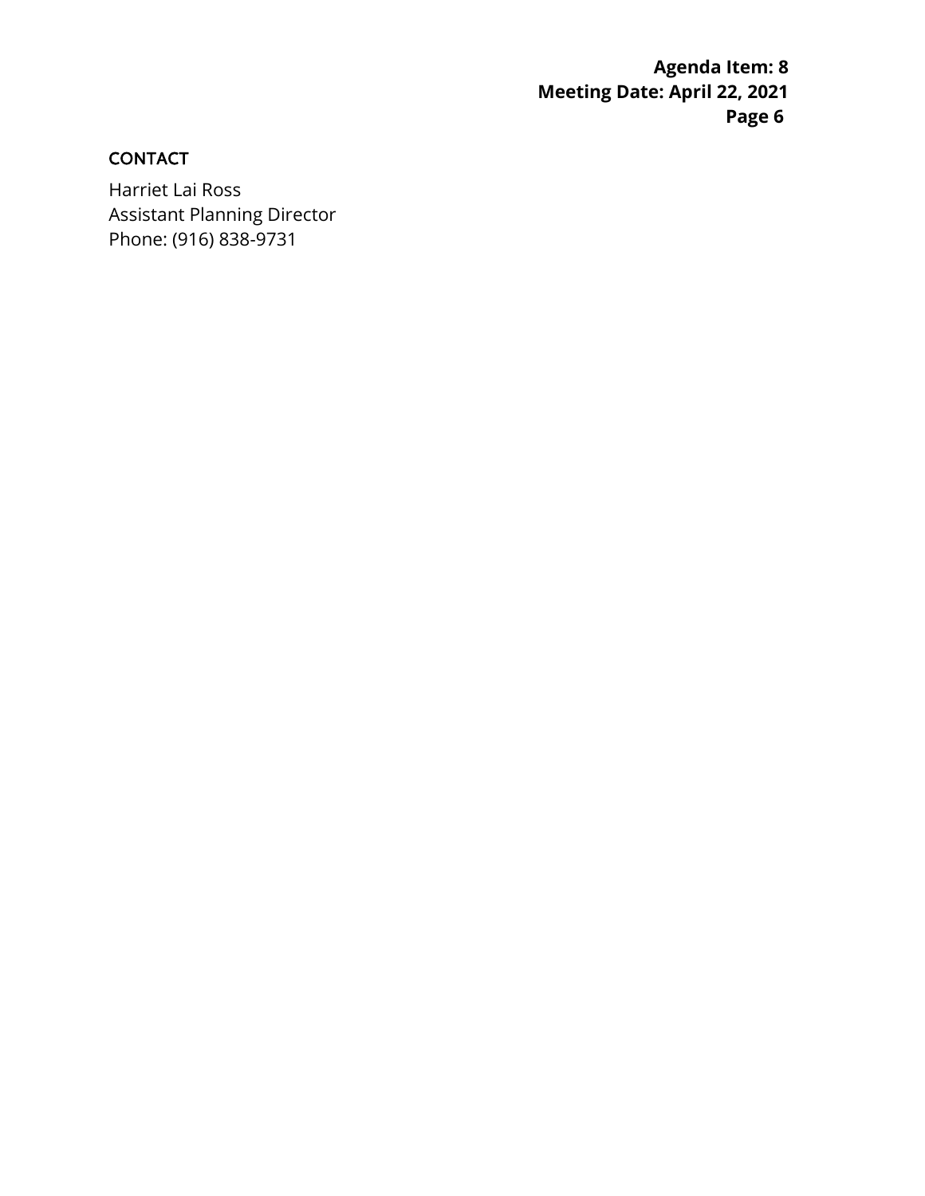## CONTACT

Harriet Lai Ross
Assistant Planning Director
Phone: (916) 838-9731